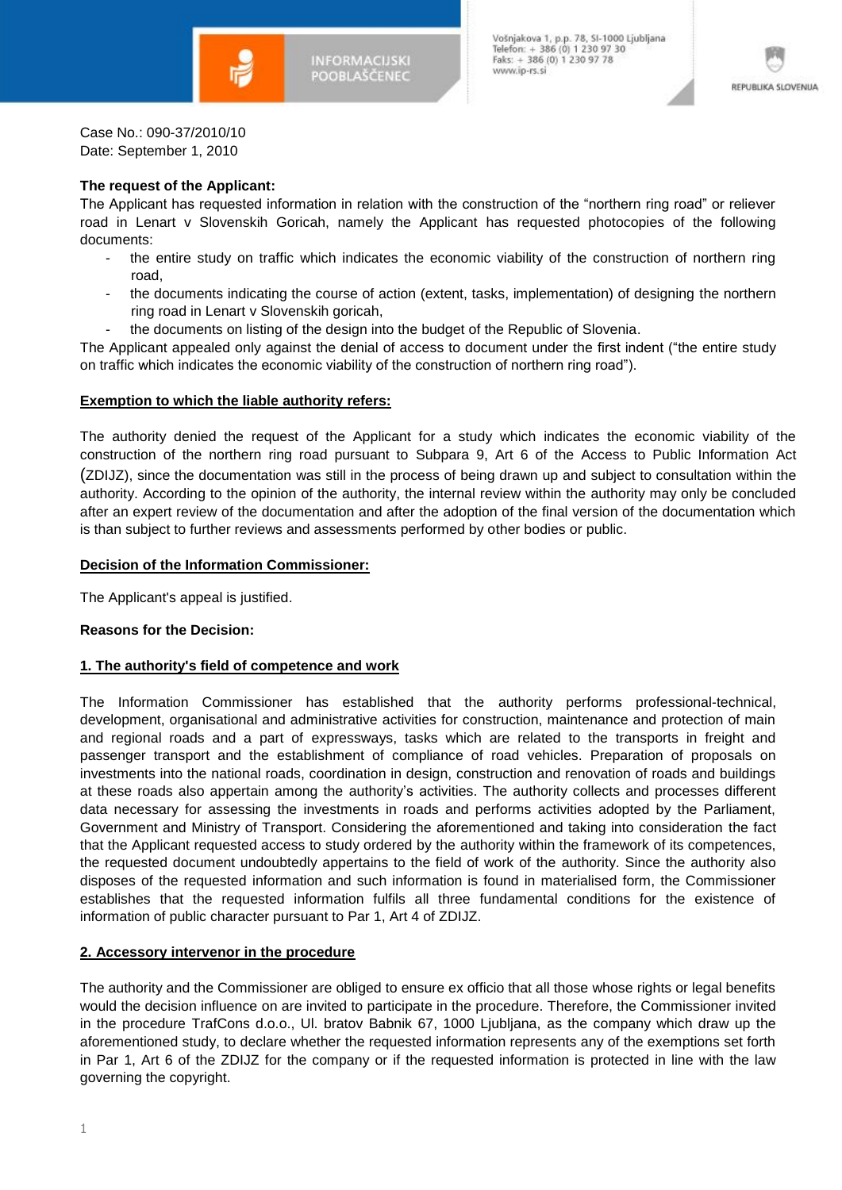Case No.: 090-37/2010/10
Date: September 1, 2010

**The request of the Applicant:**
The Applicant has requested information in relation with the construction of the "northern ring road" or reliever road in Lenart v Slovenskih Goricah, namely the Applicant has requested photocopies of the following documents:

- the entire study on traffic which indicates the economic viability of the construction of northern ring road,
- the documents indicating the course of action (extent, tasks, implementation) of designing the northern ring road in Lenart v Slovenskih goricah,
- the documents on listing of the design into the budget of the Republic of Slovenia.

The Applicant appealed only against the denial of access to document under the first indent ("the entire study on traffic which indicates the economic viability of the construction of northern ring road").

**Exemption to which the liable authority refers:**

The authority denied the request of the Applicant for a study which indicates the economic viability of the construction of the northern ring road pursuant to Subpara 9, Art 6 of the Access to Public Information Act (ZDIJZ), since the documentation was still in the process of being drawn up and subject to consultation within the authority. According to the opinion of the authority, the internal review within the authority may only be concluded after an expert review of the documentation and after the adoption of the final version of the documentation which is than subject to further reviews and assessments performed by other bodies or public.

**Decision of the Information Commissioner:**

The Applicant's appeal is justified.

**Reasons for the Decision:**

**1. The authority's field of competence and work**

The Information Commissioner has established that the authority performs professional-technical, development, organisational and administrative activities for construction, maintenance and protection of main and regional roads and a part of expressways, tasks which are related to the transports in freight and passenger transport and the establishment of compliance of road vehicles. Preparation of proposals on investments into the national roads, coordination in design, construction and renovation of roads and buildings at these roads also appertain among the authority's activities. The authority collects and processes different data necessary for assessing the investments in roads and performs activities adopted by the Parliament, Government and Ministry of Transport. Considering the aforementioned and taking into consideration the fact that the Applicant requested access to study ordered by the authority within the framework of its competences, the requested document undoubtedly appertains to the field of work of the authority. Since the authority also disposes of the requested information and such information is found in materialised form, the Commissioner establishes that the requested information fulfils all three fundamental conditions for the existence of information of public character pursuant to Par 1, Art 4 of ZDIJZ.

**2. Accessory intervenor in the procedure**

The authority and the Commissioner are obliged to ensure ex officio that all those whose rights or legal benefits would the decision influence on are invited to participate in the procedure. Therefore, the Commissioner invited in the procedure TrafCons d.o.o., Ul. bratov Babnik 67, 1000 Ljubljana, as the company which draw up the aforementioned study, to declare whether the requested information represents any of the exemptions set forth in Par 1, Art 6 of the ZDIJZ for the company or if the requested information is protected in line with the law governing the copyright.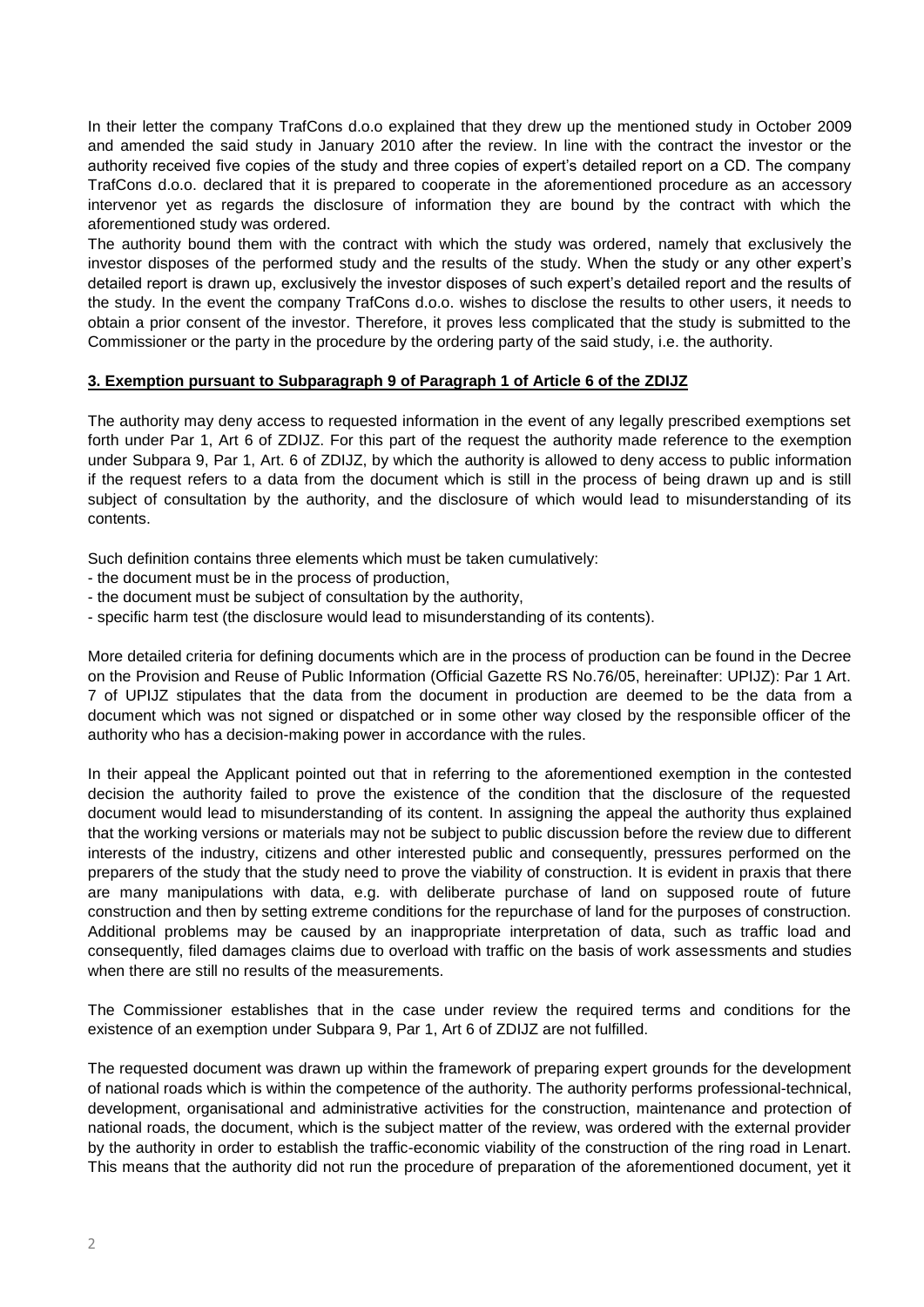In their letter the company TrafCons d.o.o explained that they drew up the mentioned study in October 2009 and amended the said study in January 2010 after the review. In line with the contract the investor or the authority received five copies of the study and three copies of expert's detailed report on a CD. The company TrafCons d.o.o. declared that it is prepared to cooperate in the aforementioned procedure as an accessory intervenor yet as regards the disclosure of information they are bound by the contract with which the aforementioned study was ordered.

The authority bound them with the contract with which the study was ordered, namely that exclusively the investor disposes of the performed study and the results of the study. When the study or any other expert's detailed report is drawn up, exclusively the investor disposes of such expert's detailed report and the results of the study. In the event the company TrafCons d.o.o. wishes to disclose the results to other users, it needs to obtain a prior consent of the investor. Therefore, it proves less complicated that the study is submitted to the Commissioner or the party in the procedure by the ordering party of the said study, i.e. the authority.

**3. Exemption pursuant to Subparagraph 9 of Paragraph 1 of Article 6 of the ZDIJZ**

The authority may deny access to requested information in the event of any legally prescribed exemptions set forth under Par 1, Art 6 of ZDIJZ. For this part of the request the authority made reference to the exemption under Subpara 9, Par 1, Art. 6 of ZDIJZ, by which the authority is allowed to deny access to public information if the request refers to a data from the document which is still in the process of being drawn up and is still subject of consultation by the authority, and the disclosure of which would lead to misunderstanding of its contents.

Such definition contains three elements which must be taken cumulatively:

- the document must be in the process of production,
- the document must be subject of consultation by the authority,
- specific harm test (the disclosure would lead to misunderstanding of its contents).

More detailed criteria for defining documents which are in the process of production can be found in the Decree on the Provision and Reuse of Public Information (Official Gazette RS No.76/05, hereinafter: UPIJZ): Par 1 Art. 7 of UPIJZ stipulates that the data from the document in production are deemed to be the data from a document which was not signed or dispatched or in some other way closed by the responsible officer of the authority who has a decision-making power in accordance with the rules.

In their appeal the Applicant pointed out that in referring to the aforementioned exemption in the contested decision the authority failed to prove the existence of the condition that the disclosure of the requested document would lead to misunderstanding of its content. In assigning the appeal the authority thus explained that the working versions or materials may not be subject to public discussion before the review due to different interests of the industry, citizens and other interested public and consequently, pressures performed on the preparers of the study that the study need to prove the viability of construction. It is evident in praxis that there are many manipulations with data, e.g. with deliberate purchase of land on supposed route of future construction and then by setting extreme conditions for the repurchase of land for the purposes of construction. Additional problems may be caused by an inappropriate interpretation of data, such as traffic load and consequently, filed damages claims due to overload with traffic on the basis of work assessments and studies when there are still no results of the measurements.

The Commissioner establishes that in the case under review the required terms and conditions for the existence of an exemption under Subpara 9, Par 1, Art 6 of ZDIJZ are not fulfilled.

The requested document was drawn up within the framework of preparing expert grounds for the development of national roads which is within the competence of the authority. The authority performs professional-technical, development, organisational and administrative activities for the construction, maintenance and protection of national roads, the document, which is the subject matter of the review, was ordered with the external provider by the authority in order to establish the traffic-economic viability of the construction of the ring road in Lenart. This means that the authority did not run the procedure of preparation of the aforementioned document, yet it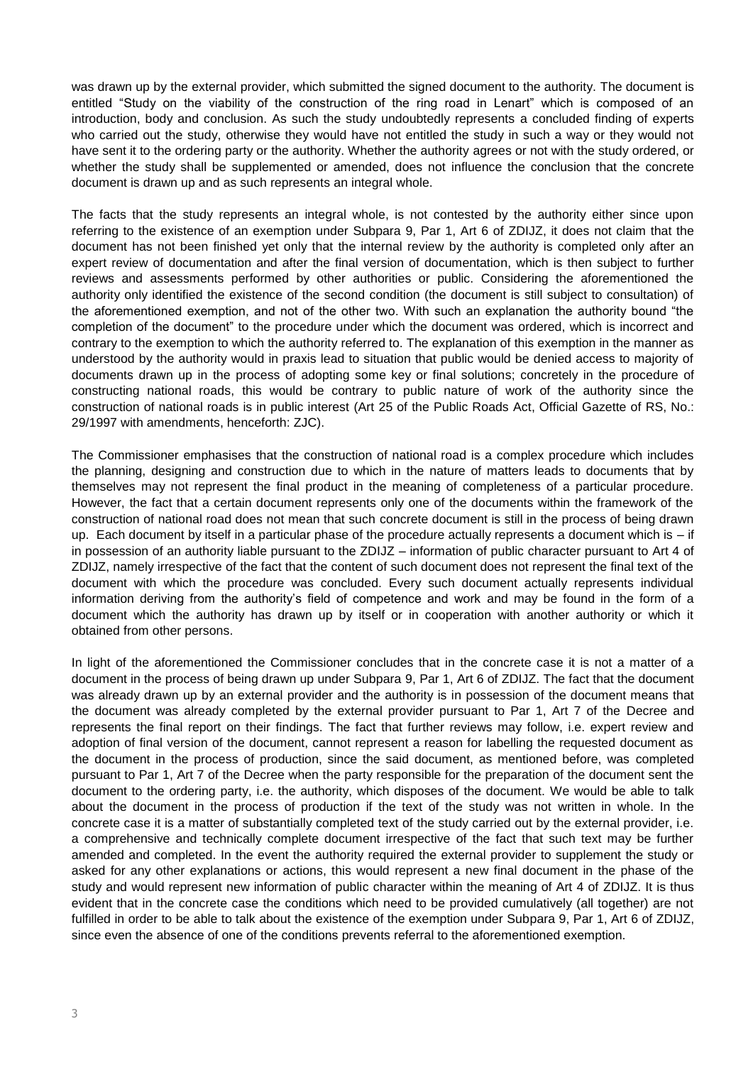was drawn up by the external provider, which submitted the signed document to the authority. The document is entitled "Study on the viability of the construction of the ring road in Lenart" which is composed of an introduction, body and conclusion. As such the study undoubtedly represents a concluded finding of experts who carried out the study, otherwise they would have not entitled the study in such a way or they would not have sent it to the ordering party or the authority. Whether the authority agrees or not with the study ordered, or whether the study shall be supplemented or amended, does not influence the conclusion that the concrete document is drawn up and as such represents an integral whole.

The facts that the study represents an integral whole, is not contested by the authority either since upon referring to the existence of an exemption under Subpara 9, Par 1, Art 6 of ZDIJZ, it does not claim that the document has not been finished yet only that the internal review by the authority is completed only after an expert review of documentation and after the final version of documentation, which is then subject to further reviews and assessments performed by other authorities or public. Considering the aforementioned the authority only identified the existence of the second condition (the document is still subject to consultation) of the aforementioned exemption, and not of the other two. With such an explanation the authority bound "the completion of the document" to the procedure under which the document was ordered, which is incorrect and contrary to the exemption to which the authority referred to. The explanation of this exemption in the manner as understood by the authority would in praxis lead to situation that public would be denied access to majority of documents drawn up in the process of adopting some key or final solutions; concretely in the procedure of constructing national roads, this would be contrary to public nature of work of the authority since the construction of national roads is in public interest (Art 25 of the Public Roads Act, Official Gazette of RS, No.: 29/1997 with amendments, henceforth: ZJC).

The Commissioner emphasises that the construction of national road is a complex procedure which includes the planning, designing and construction due to which in the nature of matters leads to documents that by themselves may not represent the final product in the meaning of completeness of a particular procedure. However, the fact that a certain document represents only one of the documents within the framework of the construction of national road does not mean that such concrete document is still in the process of being drawn up. Each document by itself in a particular phase of the procedure actually represents a document which is – if in possession of an authority liable pursuant to the ZDIJZ – information of public character pursuant to Art 4 of ZDIJZ, namely irrespective of the fact that the content of such document does not represent the final text of the document with which the procedure was concluded. Every such document actually represents individual information deriving from the authority's field of competence and work and may be found in the form of a document which the authority has drawn up by itself or in cooperation with another authority or which it obtained from other persons.

In light of the aforementioned the Commissioner concludes that in the concrete case it is not a matter of a document in the process of being drawn up under Subpara 9, Par 1, Art 6 of ZDIJZ. The fact that the document was already drawn up by an external provider and the authority is in possession of the document means that the document was already completed by the external provider pursuant to Par 1, Art 7 of the Decree and represents the final report on their findings. The fact that further reviews may follow, i.e. expert review and adoption of final version of the document, cannot represent a reason for labelling the requested document as the document in the process of production, since the said document, as mentioned before, was completed pursuant to Par 1, Art 7 of the Decree when the party responsible for the preparation of the document sent the document to the ordering party, i.e. the authority, which disposes of the document. We would be able to talk about the document in the process of production if the text of the study was not written in whole. In the concrete case it is a matter of substantially completed text of the study carried out by the external provider, i.e. a comprehensive and technically complete document irrespective of the fact that such text may be further amended and completed. In the event the authority required the external provider to supplement the study or asked for any other explanations or actions, this would represent a new final document in the phase of the study and would represent new information of public character within the meaning of Art 4 of ZDIJZ. It is thus evident that in the concrete case the conditions which need to be provided cumulatively (all together) are not fulfilled in order to be able to talk about the existence of the exemption under Subpara 9, Par 1, Art 6 of ZDIJZ, since even the absence of one of the conditions prevents referral to the aforementioned exemption.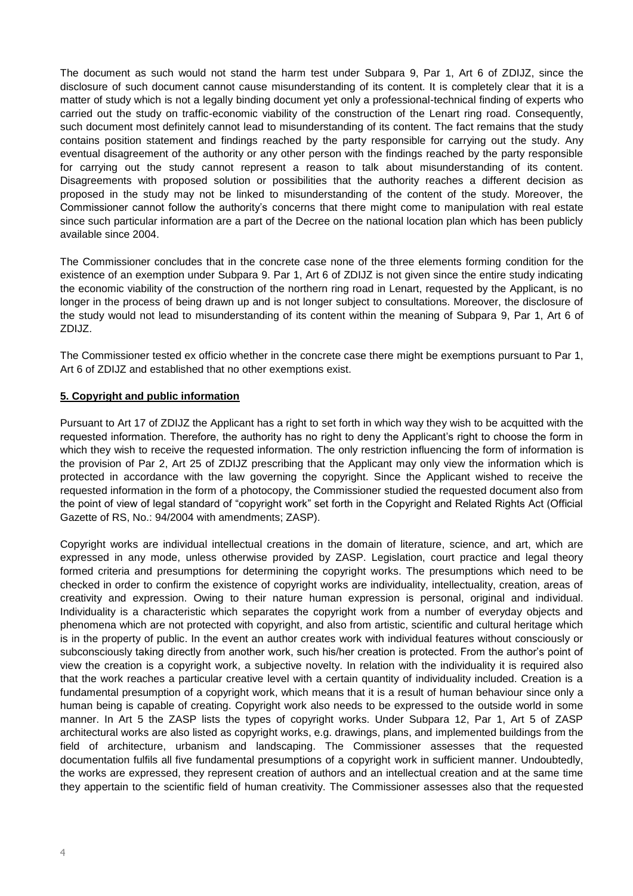The document as such would not stand the harm test under Subpara 9, Par 1, Art 6 of ZDIJZ, since the disclosure of such document cannot cause misunderstanding of its content. It is completely clear that it is a matter of study which is not a legally binding document yet only a professional-technical finding of experts who carried out the study on traffic-economic viability of the construction of the Lenart ring road. Consequently, such document most definitely cannot lead to misunderstanding of its content. The fact remains that the study contains position statement and findings reached by the party responsible for carrying out the study. Any eventual disagreement of the authority or any other person with the findings reached by the party responsible for carrying out the study cannot represent a reason to talk about misunderstanding of its content. Disagreements with proposed solution or possibilities that the authority reaches a different decision as proposed in the study may not be linked to misunderstanding of the content of the study. Moreover, the Commissioner cannot follow the authority's concerns that there might come to manipulation with real estate since such particular information are a part of the Decree on the national location plan which has been publicly available since 2004.

The Commissioner concludes that in the concrete case none of the three elements forming condition for the existence of an exemption under Subpara 9. Par 1, Art 6 of ZDIJZ is not given since the entire study indicating the economic viability of the construction of the northern ring road in Lenart, requested by the Applicant, is no longer in the process of being drawn up and is not longer subject to consultations. Moreover, the disclosure of the study would not lead to misunderstanding of its content within the meaning of Subpara 9, Par 1, Art 6 of ZDIJZ.

The Commissioner tested ex officio whether in the concrete case there might be exemptions pursuant to Par 1, Art 6 of ZDIJZ and established that no other exemptions exist.

**5. Copyright and public information**

Pursuant to Art 17 of ZDIJZ the Applicant has a right to set forth in which way they wish to be acquitted with the requested information. Therefore, the authority has no right to deny the Applicant's right to choose the form in which they wish to receive the requested information. The only restriction influencing the form of information is the provision of Par 2, Art 25 of ZDIJZ prescribing that the Applicant may only view the information which is protected in accordance with the law governing the copyright. Since the Applicant wished to receive the requested information in the form of a photocopy, the Commissioner studied the requested document also from the point of view of legal standard of "copyright work" set forth in the Copyright and Related Rights Act (Official Gazette of RS, No.: 94/2004 with amendments; ZASP).

Copyright works are individual intellectual creations in the domain of literature, science, and art, which are expressed in any mode, unless otherwise provided by ZASP. Legislation, court practice and legal theory formed criteria and presumptions for determining the copyright works. The presumptions which need to be checked in order to confirm the existence of copyright works are individuality, intellectuality, creation, areas of creativity and expression. Owing to their nature human expression is personal, original and individual. Individuality is a characteristic which separates the copyright work from a number of everyday objects and phenomena which are not protected with copyright, and also from artistic, scientific and cultural heritage which is in the property of public. In the event an author creates work with individual features without consciously or subconsciously taking directly from another work, such his/her creation is protected. From the author's point of view the creation is a copyright work, a subjective novelty. In relation with the individuality it is required also that the work reaches a particular creative level with a certain quantity of individuality included. Creation is a fundamental presumption of a copyright work, which means that it is a result of human behaviour since only a human being is capable of creating. Copyright work also needs to be expressed to the outside world in some manner. In Art 5 the ZASP lists the types of copyright works. Under Subpara 12, Par 1, Art 5 of ZASP architectural works are also listed as copyright works, e.g. drawings, plans, and implemented buildings from the field of architecture, urbanism and landscaping. The Commissioner assesses that the requested documentation fulfils all five fundamental presumptions of a copyright work in sufficient manner. Undoubtedly, the works are expressed, they represent creation of authors and an intellectual creation and at the same time they appertain to the scientific field of human creativity. The Commissioner assesses also that the requested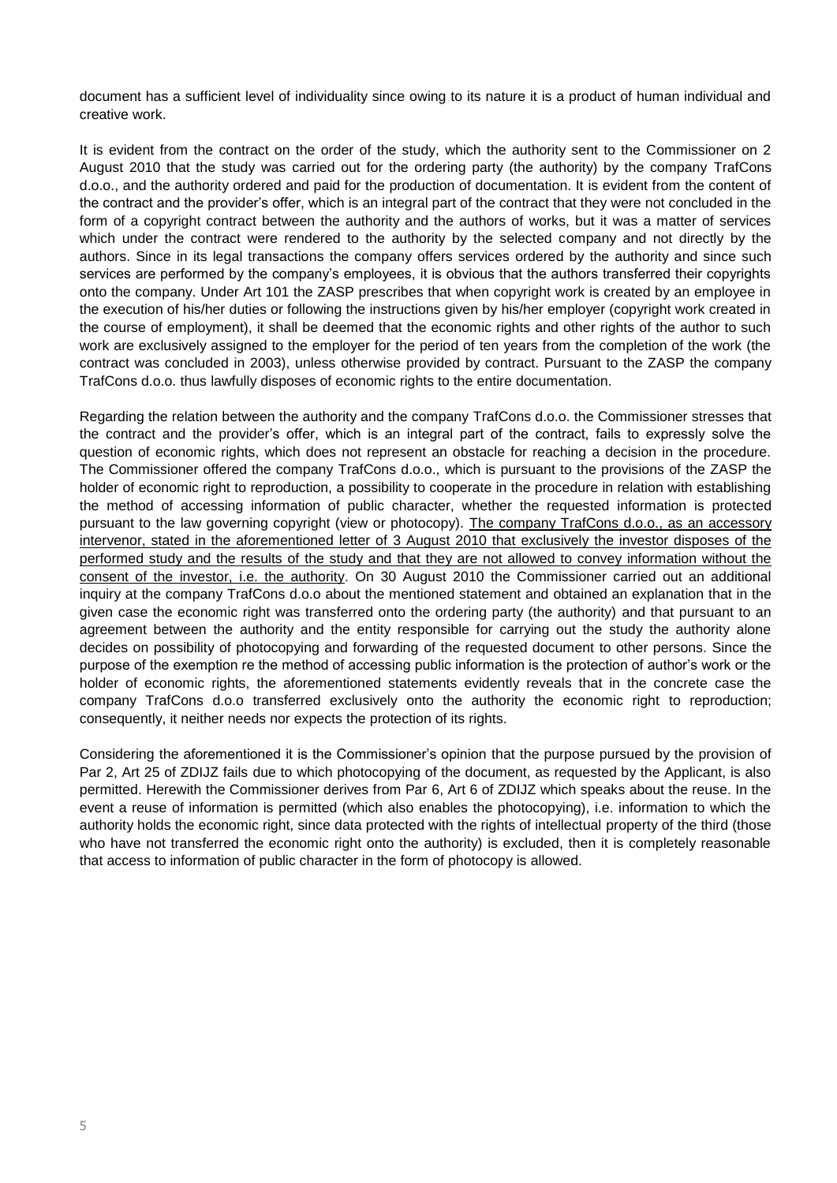document has a sufficient level of individuality since owing to its nature it is a product of human individual and creative work.

It is evident from the contract on the order of the study, which the authority sent to the Commissioner on 2 August 2010 that the study was carried out for the ordering party (the authority) by the company TrafCons d.o.o., and the authority ordered and paid for the production of documentation. It is evident from the content of the contract and the provider's offer, which is an integral part of the contract that they were not concluded in the form of a copyright contract between the authority and the authors of works, but it was a matter of services which under the contract were rendered to the authority by the selected company and not directly by the authors. Since in its legal transactions the company offers services ordered by the authority and since such services are performed by the company's employees, it is obvious that the authors transferred their copyrights onto the company. Under Art 101 the ZASP prescribes that when copyright work is created by an employee in the execution of his/her duties or following the instructions given by his/her employer (copyright work created in the course of employment), it shall be deemed that the economic rights and other rights of the author to such work are exclusively assigned to the employer for the period of ten years from the completion of the work (the contract was concluded in 2003), unless otherwise provided by contract. Pursuant to the ZASP the company TrafCons d.o.o. thus lawfully disposes of economic rights to the entire documentation.

Regarding the relation between the authority and the company TrafCons d.o.o. the Commissioner stresses that the contract and the provider's offer, which is an integral part of the contract, fails to expressly solve the question of economic rights, which does not represent an obstacle for reaching a decision in the procedure. The Commissioner offered the company TrafCons d.o.o., which is pursuant to the provisions of the ZASP the holder of economic right to reproduction, a possibility to cooperate in the procedure in relation with establishing the method of accessing information of public character, whether the requested information is protected pursuant to the law governing copyright (view or photocopy). <u>The company TrafCons d.o.o., as an accessory intervenor, stated in the aforementioned letter of 3 August 2010 that exclusively the investor disposes of the performed study and the results of the study and that they are not allowed to convey information without the consent of the investor, i.e. the authority</u>. On 30 August 2010 the Commissioner carried out an additional inquiry at the company TrafCons d.o.o about the mentioned statement and obtained an explanation that in the given case the economic right was transferred onto the ordering party (the authority) and that pursuant to an agreement between the authority and the entity responsible for carrying out the study the authority alone decides on possibility of photocopying and forwarding of the requested document to other persons. Since the purpose of the exemption re the method of accessing public information is the protection of author's work or the holder of economic rights, the aforementioned statements evidently reveals that in the concrete case the company TrafCons d.o.o transferred exclusively onto the authority the economic right to reproduction; consequently, it neither needs nor expects the protection of its rights.

Considering the aforementioned it is the Commissioner's opinion that the purpose pursued by the provision of Par 2, Art 25 of ZDIJZ fails due to which photocopying of the document, as requested by the Applicant, is also permitted. Herewith the Commissioner derives from Par 6, Art 6 of ZDIJZ which speaks about the reuse. In the event a reuse of information is permitted (which also enables the photocopying), i.e. information to which the authority holds the economic right, since data protected with the rights of intellectual property of the third (those who have not transferred the economic right onto the authority) is excluded, then it is completely reasonable that access to information of public character in the form of photocopy is allowed.